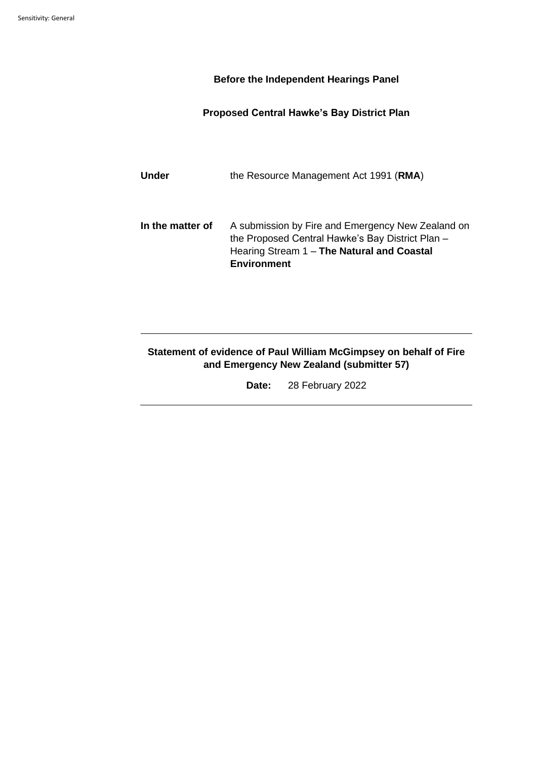**Before the Independent Hearings Panel**

**Proposed Central Hawke's Bay District Plan**

| | |
|---|---|
| **Under** | the Resource Management Act 1991 (**RMA**) |
| **In the matter of** | A submission by Fire and Emergency New Zealand on the Proposed Central Hawke's Bay District Plan – Hearing Stream 1 – **The Natural and Coastal Environment** |

---

**Statement of evidence of Paul William McGimpsey on behalf of Fire and Emergency New Zealand (submitter 57)**

**Date:** 28 February 2022

---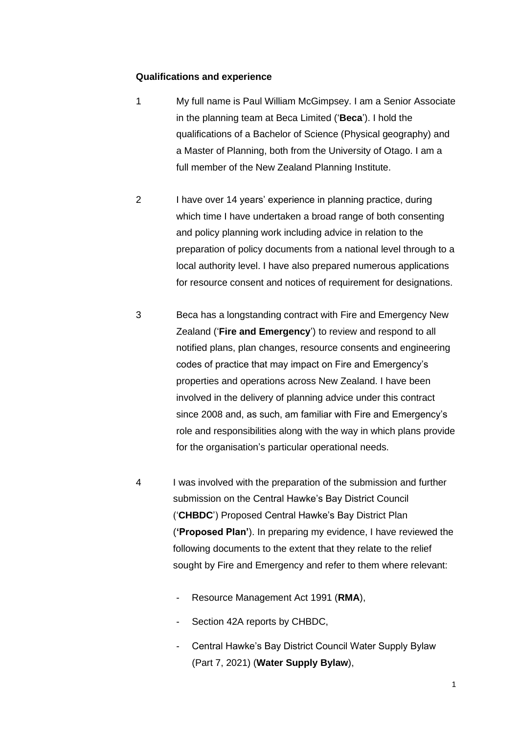**Qualifications and experience**

1. My full name is Paul William McGimpsey. I am a Senior Associate in the planning team at Beca Limited ('**Beca**'). I hold the qualifications of a Bachelor of Science (Physical geography) and a Master of Planning, both from the University of Otago. I am a full member of the New Zealand Planning Institute.

2. I have over 14 years' experience in planning practice, during which time I have undertaken a broad range of both consenting and policy planning work including advice in relation to the preparation of policy documents from a national level through to a local authority level. I have also prepared numerous applications for resource consent and notices of requirement for designations.

3. Beca has a longstanding contract with Fire and Emergency New Zealand ('**Fire and Emergency**') to review and respond to all notified plans, plan changes, resource consents and engineering codes of practice that may impact on Fire and Emergency's properties and operations across New Zealand. I have been involved in the delivery of planning advice under this contract since 2008 and, as such, am familiar with Fire and Emergency's role and responsibilities along with the way in which plans provide for the organisation's particular operational needs.

4. I was involved with the preparation of the submission and further submission on the Central Hawke's Bay District Council ('**CHBDC**') Proposed Central Hawke's Bay District Plan (**'Proposed Plan'**). In preparing my evidence, I have reviewed the following documents to the extent that they relate to the relief sought by Fire and Emergency and refer to them where relevant:

   - Resource Management Act 1991 (**RMA**),
   - Section 42A reports by CHBDC,
   - Central Hawke's Bay District Council Water Supply Bylaw (Part 7, 2021) (**Water Supply Bylaw**),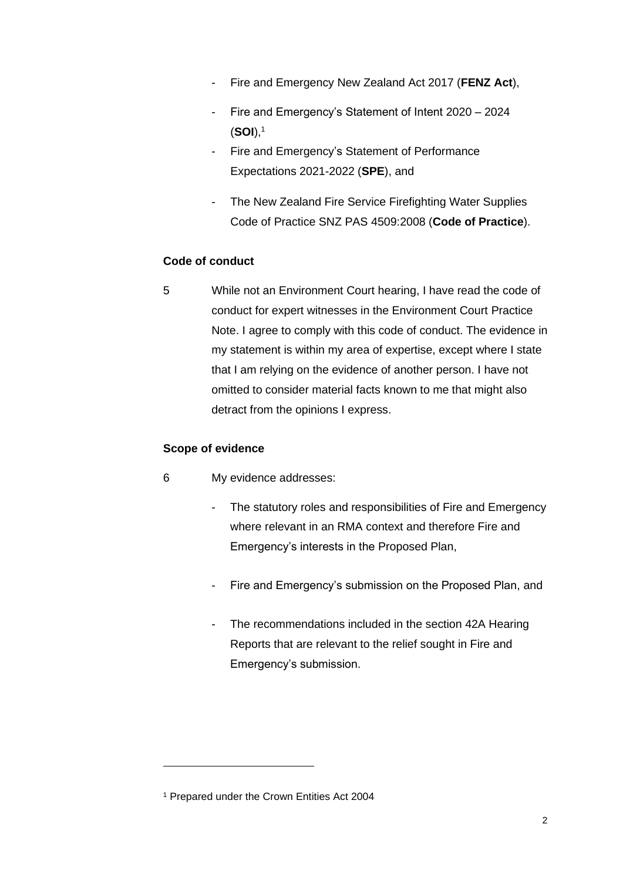- Fire and Emergency New Zealand Act 2017 (**FENZ Act**),
- Fire and Emergency's Statement of Intent 2020 – 2024 (**SOI**),[1]
- Fire and Emergency's Statement of Performance Expectations 2021-2022 (**SPE**), and
- The New Zealand Fire Service Firefighting Water Supplies Code of Practice SNZ PAS 4509:2008 (**Code of Practice**).

### Code of conduct

5 While not an Environment Court hearing, I have read the code of conduct for expert witnesses in the Environment Court Practice Note. I agree to comply with this code of conduct. The evidence in my statement is within my area of expertise, except where I state that I am relying on the evidence of another person. I have not omitted to consider material facts known to me that might also detract from the opinions I express.

### Scope of evidence

6 My evidence addresses:

- The statutory roles and responsibilities of Fire and Emergency where relevant in an RMA context and therefore Fire and Emergency's interests in the Proposed Plan,
- Fire and Emergency's submission on the Proposed Plan, and
- The recommendations included in the section 42A Hearing Reports that are relevant to the relief sought in Fire and Emergency's submission.

---

[1] Prepared under the Crown Entities Act 2004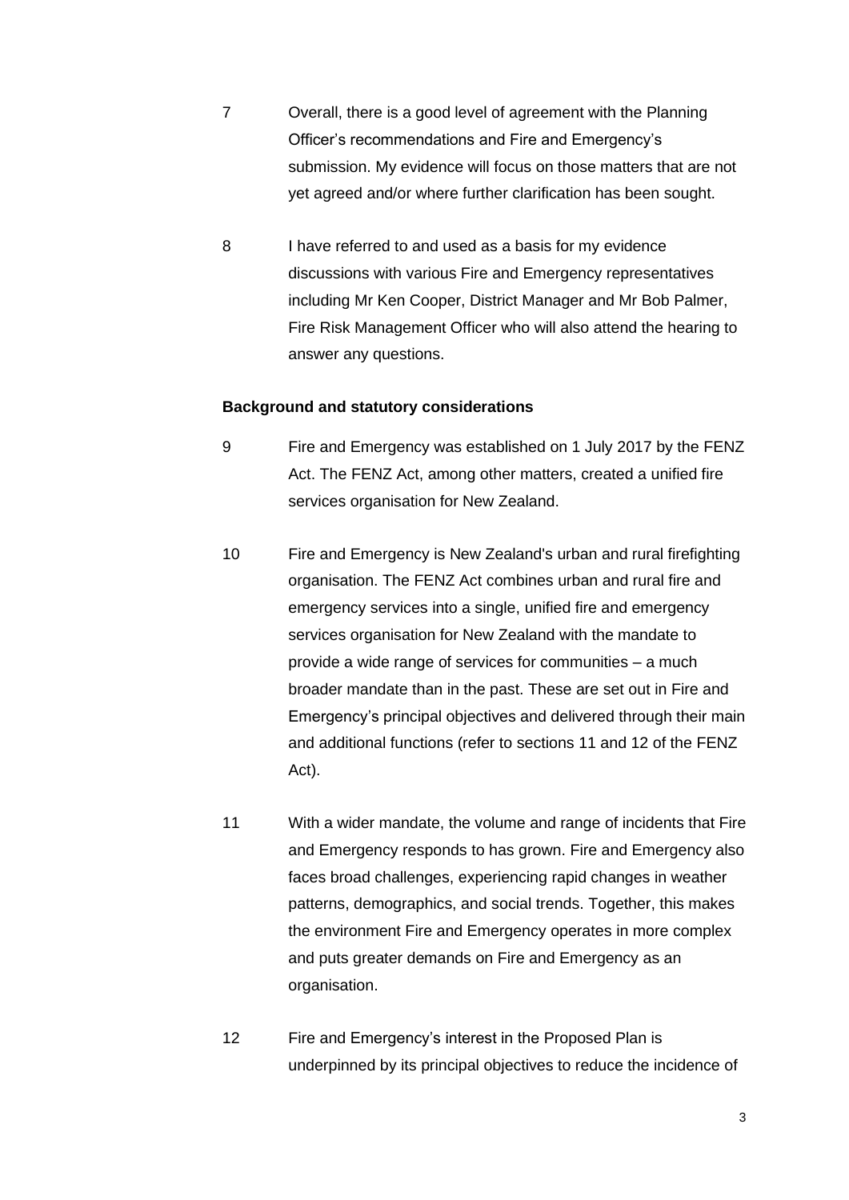7 Overall, there is a good level of agreement with the Planning Officer's recommendations and Fire and Emergency's submission. My evidence will focus on those matters that are not yet agreed and/or where further clarification has been sought.

8 I have referred to and used as a basis for my evidence discussions with various Fire and Emergency representatives including Mr Ken Cooper, District Manager and Mr Bob Palmer, Fire Risk Management Officer who will also attend the hearing to answer any questions.

**Background and statutory considerations**

9 Fire and Emergency was established on 1 July 2017 by the FENZ Act. The FENZ Act, among other matters, created a unified fire services organisation for New Zealand.

10 Fire and Emergency is New Zealand's urban and rural firefighting organisation. The FENZ Act combines urban and rural fire and emergency services into a single, unified fire and emergency services organisation for New Zealand with the mandate to provide a wide range of services for communities – a much broader mandate than in the past. These are set out in Fire and Emergency's principal objectives and delivered through their main and additional functions (refer to sections 11 and 12 of the FENZ Act).

11 With a wider mandate, the volume and range of incidents that Fire and Emergency responds to has grown. Fire and Emergency also faces broad challenges, experiencing rapid changes in weather patterns, demographics, and social trends. Together, this makes the environment Fire and Emergency operates in more complex and puts greater demands on Fire and Emergency as an organisation.

12 Fire and Emergency's interest in the Proposed Plan is underpinned by its principal objectives to reduce the incidence of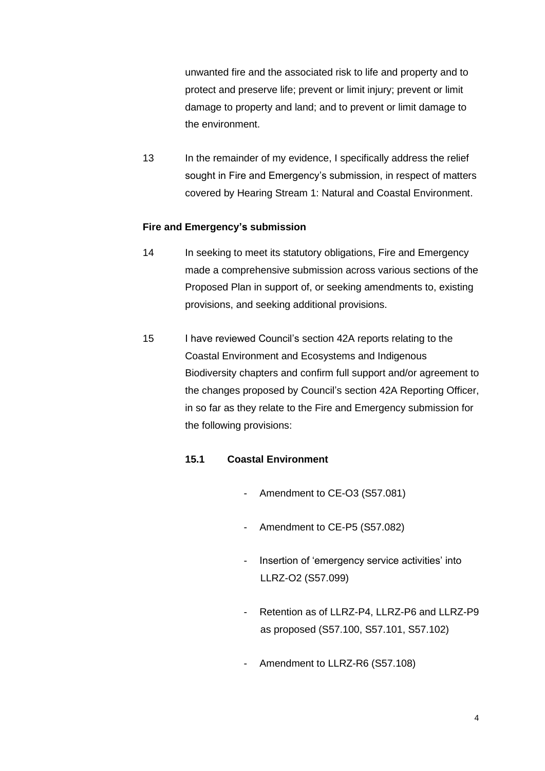unwanted fire and the associated risk to life and property and to protect and preserve life; prevent or limit injury; prevent or limit damage to property and land; and to prevent or limit damage to the environment.

13 In the remainder of my evidence, I specifically address the relief sought in Fire and Emergency's submission, in respect of matters covered by Hearing Stream 1: Natural and Coastal Environment.

**Fire and Emergency's submission**

14 In seeking to meet its statutory obligations, Fire and Emergency made a comprehensive submission across various sections of the Proposed Plan in support of, or seeking amendments to, existing provisions, and seeking additional provisions.

15 I have reviewed Council's section 42A reports relating to the Coastal Environment and Ecosystems and Indigenous Biodiversity chapters and confirm full support and/or agreement to the changes proposed by Council's section 42A Reporting Officer, in so far as they relate to the Fire and Emergency submission for the following provisions:

**15.1 Coastal Environment**

- Amendment to CE-O3 (S57.081)
- Amendment to CE-P5 (S57.082)
- Insertion of 'emergency service activities' into LLRZ-O2 (S57.099)
- Retention as of LLRZ-P4, LLRZ-P6 and LLRZ-P9 as proposed (S57.100, S57.101, S57.102)
- Amendment to LLRZ-R6 (S57.108)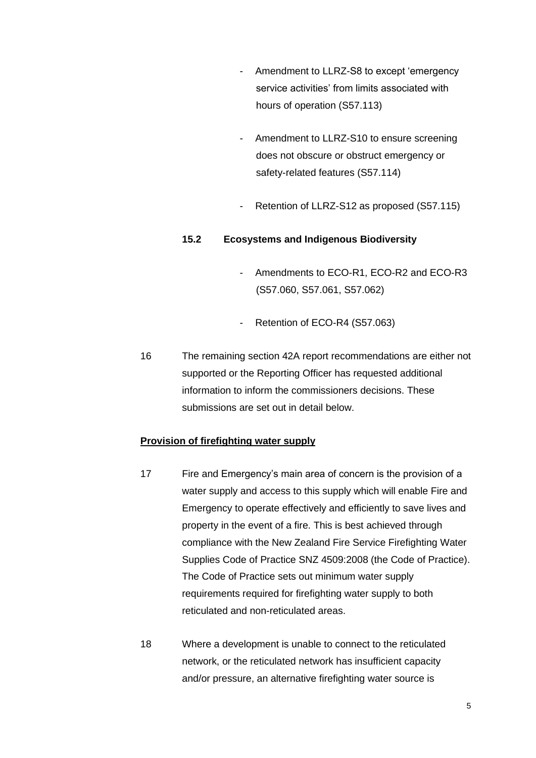- Amendment to LLRZ-S8 to except 'emergency service activities' from limits associated with hours of operation (S57.113)

- Amendment to LLRZ-S10 to ensure screening does not obscure or obstruct emergency or safety-related features (S57.114)

- Retention of LLRZ-S12 as proposed (S57.115)

**15.2 Ecosystems and Indigenous Biodiversity**

- Amendments to ECO-R1, ECO-R2 and ECO-R3 (S57.060, S57.061, S57.062)

- Retention of ECO-R4 (S57.063)

16 The remaining section 42A report recommendations are either not supported or the Reporting Officer has requested additional information to inform the commissioners decisions. These submissions are set out in detail below.

**Provision of firefighting water supply**

17 Fire and Emergency's main area of concern is the provision of a water supply and access to this supply which will enable Fire and Emergency to operate effectively and efficiently to save lives and property in the event of a fire. This is best achieved through compliance with the New Zealand Fire Service Firefighting Water Supplies Code of Practice SNZ 4509:2008 (the Code of Practice). The Code of Practice sets out minimum water supply requirements required for firefighting water supply to both reticulated and non-reticulated areas.

18 Where a development is unable to connect to the reticulated network, or the reticulated network has insufficient capacity and/or pressure, an alternative firefighting water source is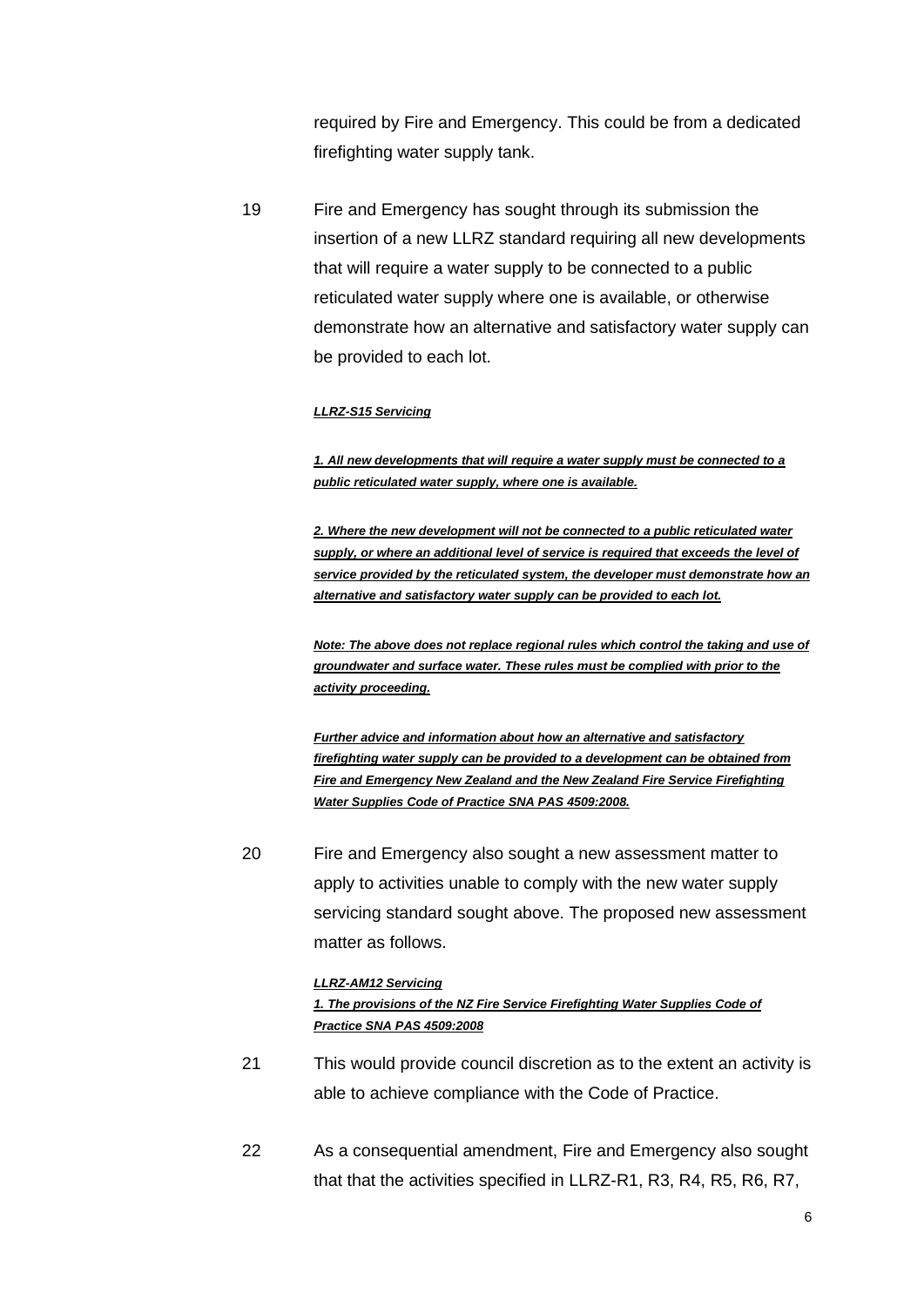required by Fire and Emergency. This could be from a dedicated firefighting water supply tank.

19 Fire and Emergency has sought through its submission the insertion of a new LLRZ standard requiring all new developments that will require a water supply to be connected to a public reticulated water supply where one is available, or otherwise demonstrate how an alternative and satisfactory water supply can be provided to each lot.

***LLRZ-S15 Servicing***

***1. All new developments that will require a water supply must be connected to a public reticulated water supply, where one is available.***

***2. Where the new development will not be connected to a public reticulated water supply, or where an additional level of service is required that exceeds the level of service provided by the reticulated system, the developer must demonstrate how an alternative and satisfactory water supply can be provided to each lot.***

***Note: The above does not replace regional rules which control the taking and use of groundwater and surface water. These rules must be complied with prior to the activity proceeding.***

***Further advice and information about how an alternative and satisfactory firefighting water supply can be provided to a development can be obtained from Fire and Emergency New Zealand and the New Zealand Fire Service Firefighting Water Supplies Code of Practice SNA PAS 4509:2008.***

20 Fire and Emergency also sought a new assessment matter to apply to activities unable to comply with the new water supply servicing standard sought above. The proposed new assessment matter as follows.

***LLRZ-AM12 Servicing***
***1. The provisions of the NZ Fire Service Firefighting Water Supplies Code of Practice SNA PAS 4509:2008***

21 This would provide council discretion as to the extent an activity is able to achieve compliance with the Code of Practice.

22 As a consequential amendment, Fire and Emergency also sought that that the activities specified in LLRZ-R1, R3, R4, R5, R6, R7,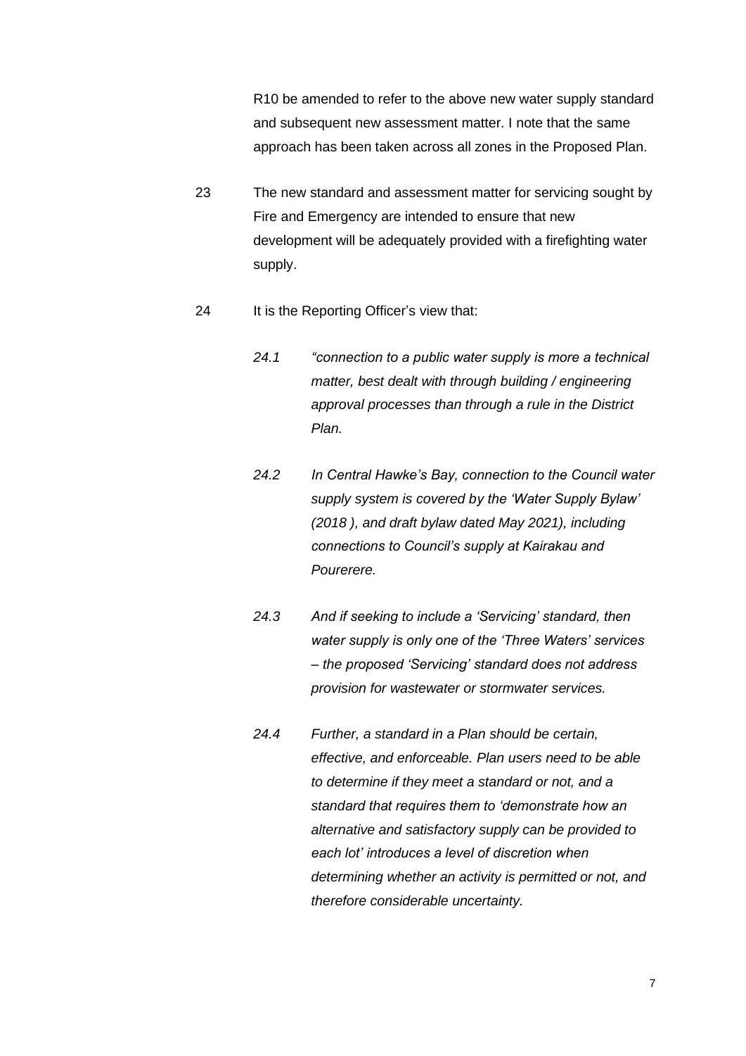R10 be amended to refer to the above new water supply standard and subsequent new assessment matter. I note that the same approach has been taken across all zones in the Proposed Plan.

23 The new standard and assessment matter for servicing sought by Fire and Emergency are intended to ensure that new development will be adequately provided with a firefighting water supply.

24 It is the Reporting Officer's view that:

*24.1 "connection to a public water supply is more a technical matter, best dealt with through building / engineering approval processes than through a rule in the District Plan.*

*24.2 In Central Hawke's Bay, connection to the Council water supply system is covered by the 'Water Supply Bylaw' (2018 ), and draft bylaw dated May 2021), including connections to Council's supply at Kairakau and Pourerere.*

*24.3 And if seeking to include a 'Servicing' standard, then water supply is only one of the 'Three Waters' services – the proposed 'Servicing' standard does not address provision for wastewater or stormwater services.*

*24.4 Further, a standard in a Plan should be certain, effective, and enforceable. Plan users need to be able to determine if they meet a standard or not, and a standard that requires them to 'demonstrate how an alternative and satisfactory supply can be provided to each lot' introduces a level of discretion when determining whether an activity is permitted or not, and therefore considerable uncertainty.*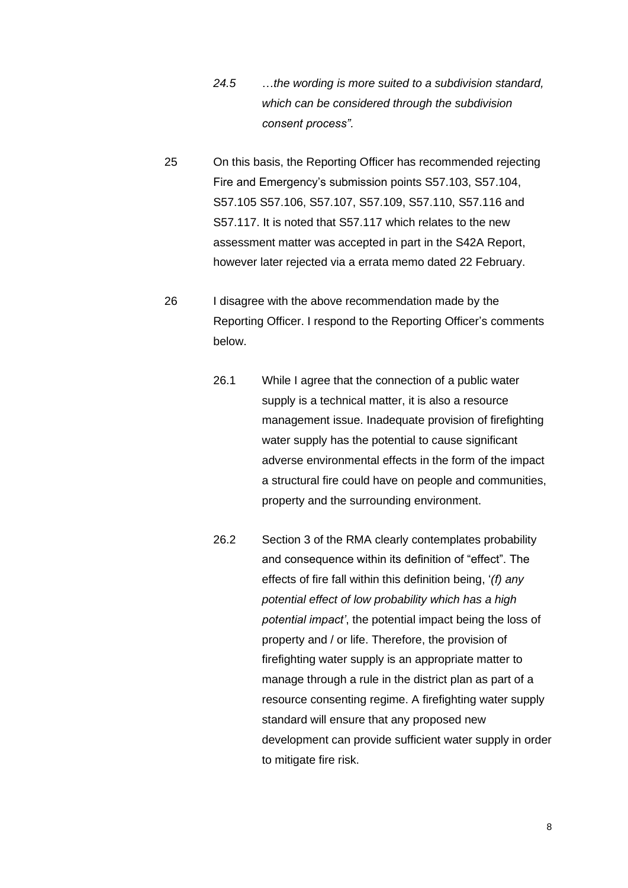> *24.5 …the wording is more suited to a subdivision standard, which can be considered through the subdivision consent process"*.

25 On this basis, the Reporting Officer has recommended rejecting Fire and Emergency's submission points S57.103, S57.104, S57.105 S57.106, S57.107, S57.109, S57.110, S57.116 and S57.117. It is noted that S57.117 which relates to the new assessment matter was accepted in part in the S42A Report, however later rejected via a errata memo dated 22 February.

26 I disagree with the above recommendation made by the Reporting Officer. I respond to the Reporting Officer's comments below.

> 26.1 While I agree that the connection of a public water supply is a technical matter, it is also a resource management issue. Inadequate provision of firefighting water supply has the potential to cause significant adverse environmental effects in the form of the impact a structural fire could have on people and communities, property and the surrounding environment.
>
> 26.2 Section 3 of the RMA clearly contemplates probability and consequence within its definition of "effect". The effects of fire fall within this definition being, '*(f) any potential effect of low probability which has a high potential impact'*, the potential impact being the loss of property and / or life. Therefore, the provision of firefighting water supply is an appropriate matter to manage through a rule in the district plan as part of a resource consenting regime. A firefighting water supply standard will ensure that any proposed new development can provide sufficient water supply in order to mitigate fire risk.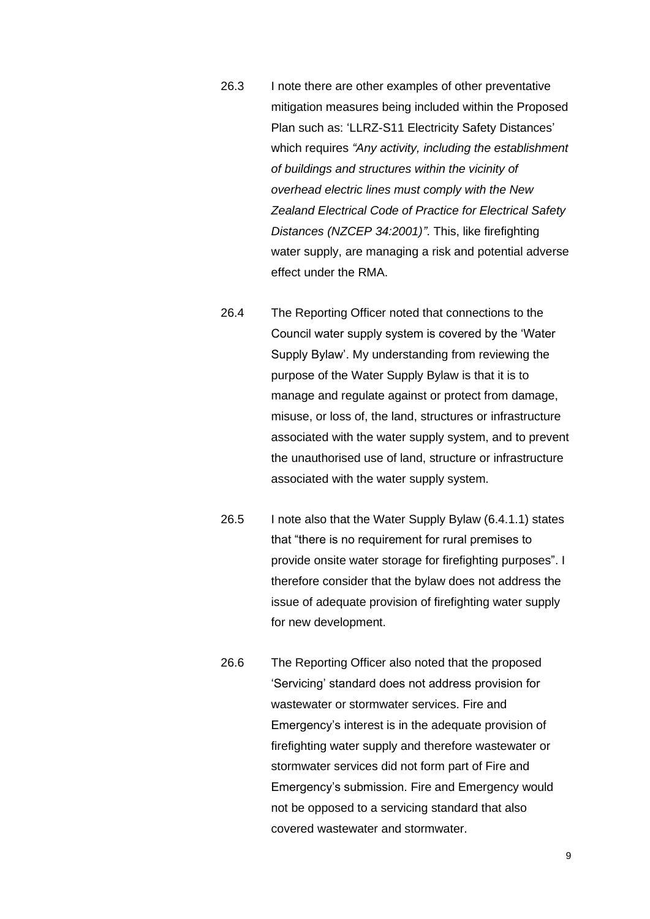26.3 I note there are other examples of other preventative mitigation measures being included within the Proposed Plan such as: 'LLRZ-S11 Electricity Safety Distances' which requires *"Any activity, including the establishment of buildings and structures within the vicinity of overhead electric lines must comply with the New Zealand Electrical Code of Practice for Electrical Safety Distances (NZCEP 34:2001)"*. This, like firefighting water supply, are managing a risk and potential adverse effect under the RMA.

26.4 The Reporting Officer noted that connections to the Council water supply system is covered by the 'Water Supply Bylaw'. My understanding from reviewing the purpose of the Water Supply Bylaw is that it is to manage and regulate against or protect from damage, misuse, or loss of, the land, structures or infrastructure associated with the water supply system, and to prevent the unauthorised use of land, structure or infrastructure associated with the water supply system.

26.5 I note also that the Water Supply Bylaw (6.4.1.1) states that "there is no requirement for rural premises to provide onsite water storage for firefighting purposes". I therefore consider that the bylaw does not address the issue of adequate provision of firefighting water supply for new development.

26.6 The Reporting Officer also noted that the proposed 'Servicing' standard does not address provision for wastewater or stormwater services. Fire and Emergency's interest is in the adequate provision of firefighting water supply and therefore wastewater or stormwater services did not form part of Fire and Emergency's submission. Fire and Emergency would not be opposed to a servicing standard that also covered wastewater and stormwater.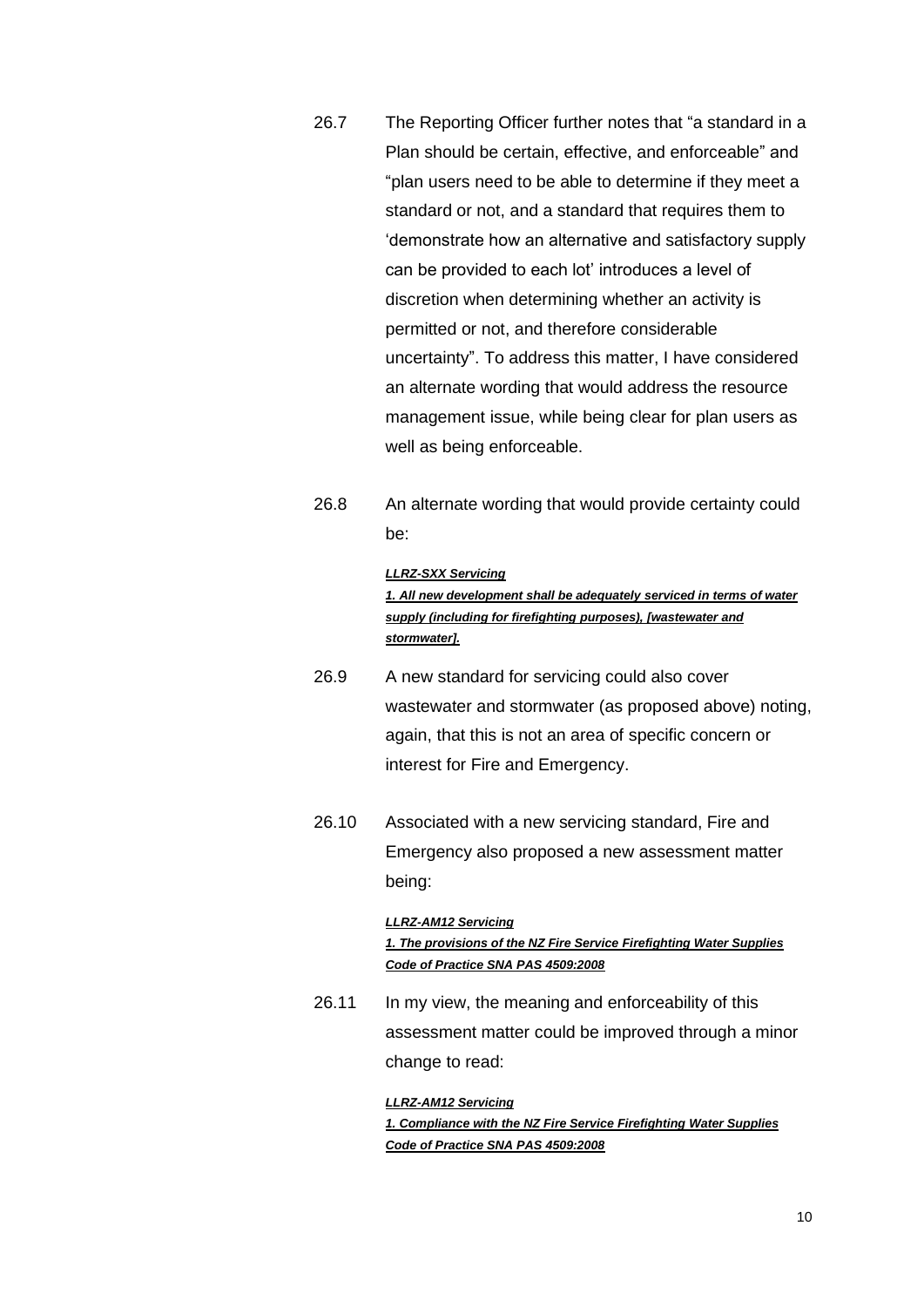26.7 The Reporting Officer further notes that "a standard in a Plan should be certain, effective, and enforceable" and "plan users need to be able to determine if they meet a standard or not, and a standard that requires them to 'demonstrate how an alternative and satisfactory supply can be provided to each lot' introduces a level of discretion when determining whether an activity is permitted or not, and therefore considerable uncertainty". To address this matter, I have considered an alternate wording that would address the resource management issue, while being clear for plan users as well as being enforceable.

26.8 An alternate wording that would provide certainty could be:

> ***LLRZ-SXX Servicing***
> ***1. All new development shall be adequately serviced in terms of water supply (including for firefighting purposes), [wastewater and stormwater].***

26.9 A new standard for servicing could also cover wastewater and stormwater (as proposed above) noting, again, that this is not an area of specific concern or interest for Fire and Emergency.

26.10 Associated with a new servicing standard, Fire and Emergency also proposed a new assessment matter being:

> ***LLRZ-AM12 Servicing***
> ***1. The provisions of the NZ Fire Service Firefighting Water Supplies Code of Practice SNA PAS 4509:2008***

26.11 In my view, the meaning and enforceability of this assessment matter could be improved through a minor change to read:

> ***LLRZ-AM12 Servicing***
> ***1. Compliance with the NZ Fire Service Firefighting Water Supplies Code of Practice SNA PAS 4509:2008***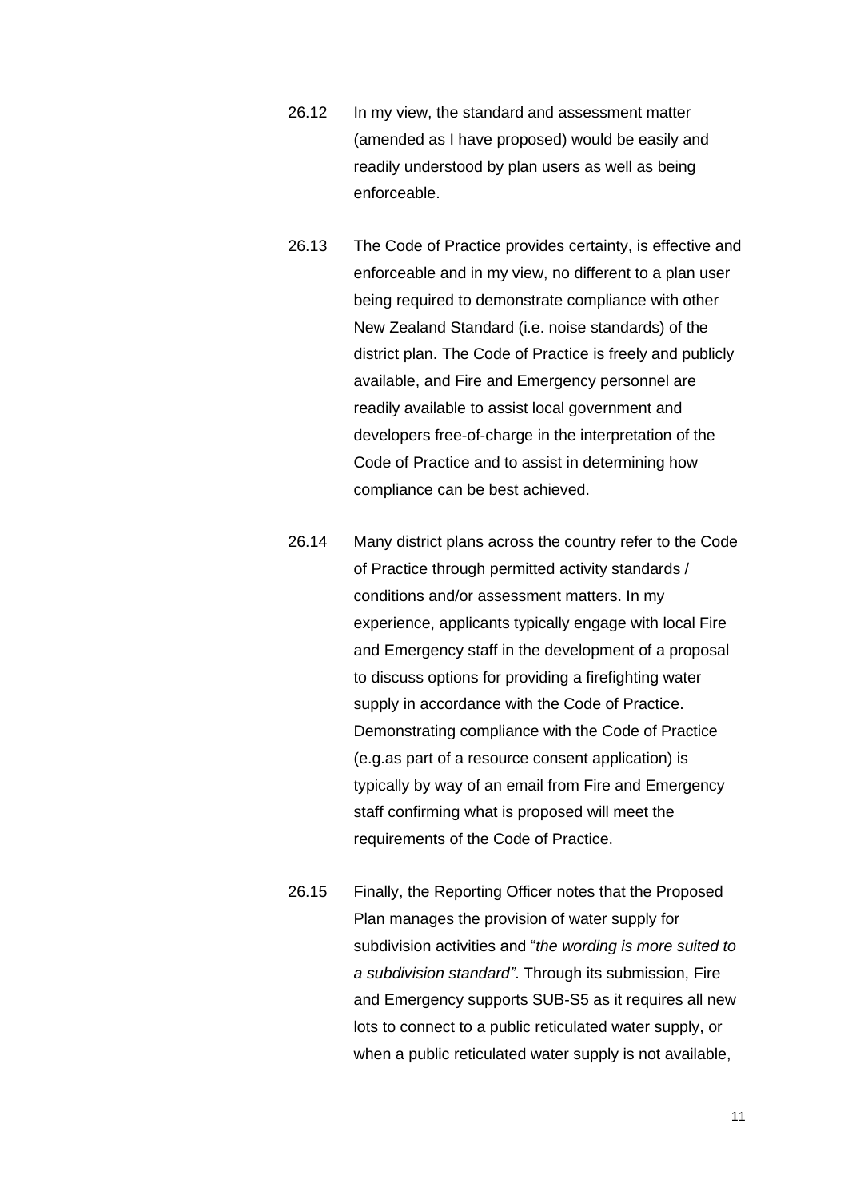26.12 In my view, the standard and assessment matter (amended as I have proposed) would be easily and readily understood by plan users as well as being enforceable.

26.13 The Code of Practice provides certainty, is effective and enforceable and in my view, no different to a plan user being required to demonstrate compliance with other New Zealand Standard (i.e. noise standards) of the district plan. The Code of Practice is freely and publicly available, and Fire and Emergency personnel are readily available to assist local government and developers free-of-charge in the interpretation of the Code of Practice and to assist in determining how compliance can be best achieved.

26.14 Many district plans across the country refer to the Code of Practice through permitted activity standards / conditions and/or assessment matters. In my experience, applicants typically engage with local Fire and Emergency staff in the development of a proposal to discuss options for providing a firefighting water supply in accordance with the Code of Practice. Demonstrating compliance with the Code of Practice (e.g.as part of a resource consent application) is typically by way of an email from Fire and Emergency staff confirming what is proposed will meet the requirements of the Code of Practice.

26.15 Finally, the Reporting Officer notes that the Proposed Plan manages the provision of water supply for subdivision activities and "*the wording is more suited to a subdivision standard"*. Through its submission, Fire and Emergency supports SUB-S5 as it requires all new lots to connect to a public reticulated water supply, or when a public reticulated water supply is not available,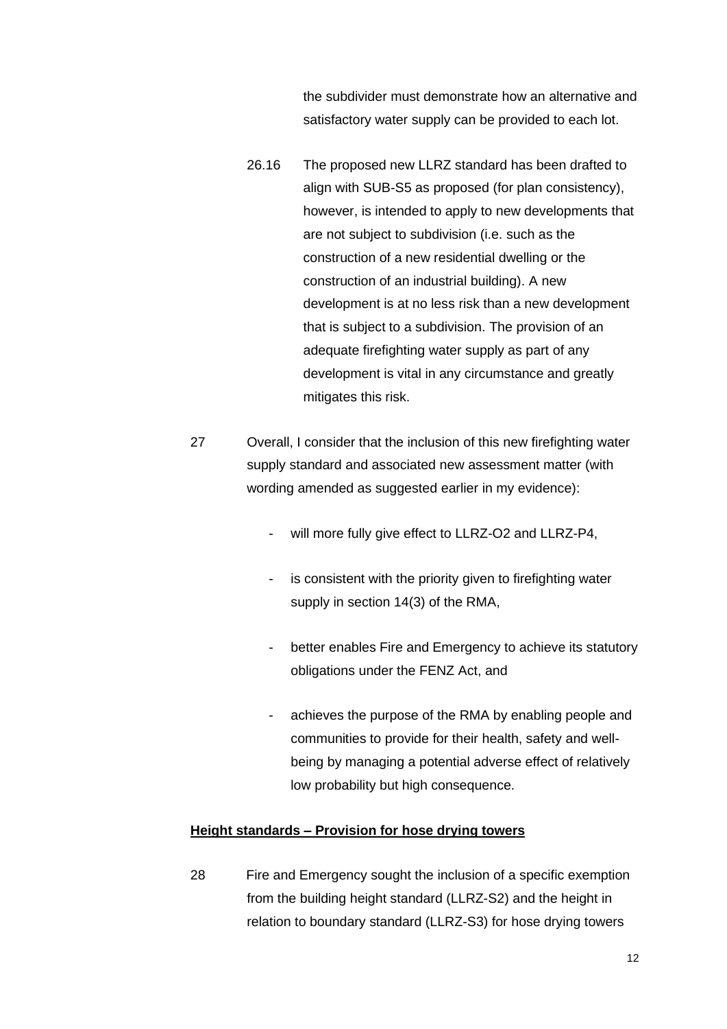the subdivider must demonstrate how an alternative and satisfactory water supply can be provided to each lot.

26.16 The proposed new LLRZ standard has been drafted to align with SUB-S5 as proposed (for plan consistency), however, is intended to apply to new developments that are not subject to subdivision (i.e. such as the construction of a new residential dwelling or the construction of an industrial building). A new development is at no less risk than a new development that is subject to a subdivision. The provision of an adequate firefighting water supply as part of any development is vital in any circumstance and greatly mitigates this risk.

27 Overall, I consider that the inclusion of this new firefighting water supply standard and associated new assessment matter (with wording amended as suggested earlier in my evidence):

- will more fully give effect to LLRZ-O2 and LLRZ-P4,
- is consistent with the priority given to firefighting water supply in section 14(3) of the RMA,
- better enables Fire and Emergency to achieve its statutory obligations under the FENZ Act, and
- achieves the purpose of the RMA by enabling people and communities to provide for their health, safety and well-being by managing a potential adverse effect of relatively low probability but high consequence.

**Height standards – Provision for hose drying towers**

28 Fire and Emergency sought the inclusion of a specific exemption from the building height standard (LLRZ-S2) and the height in relation to boundary standard (LLRZ-S3) for hose drying towers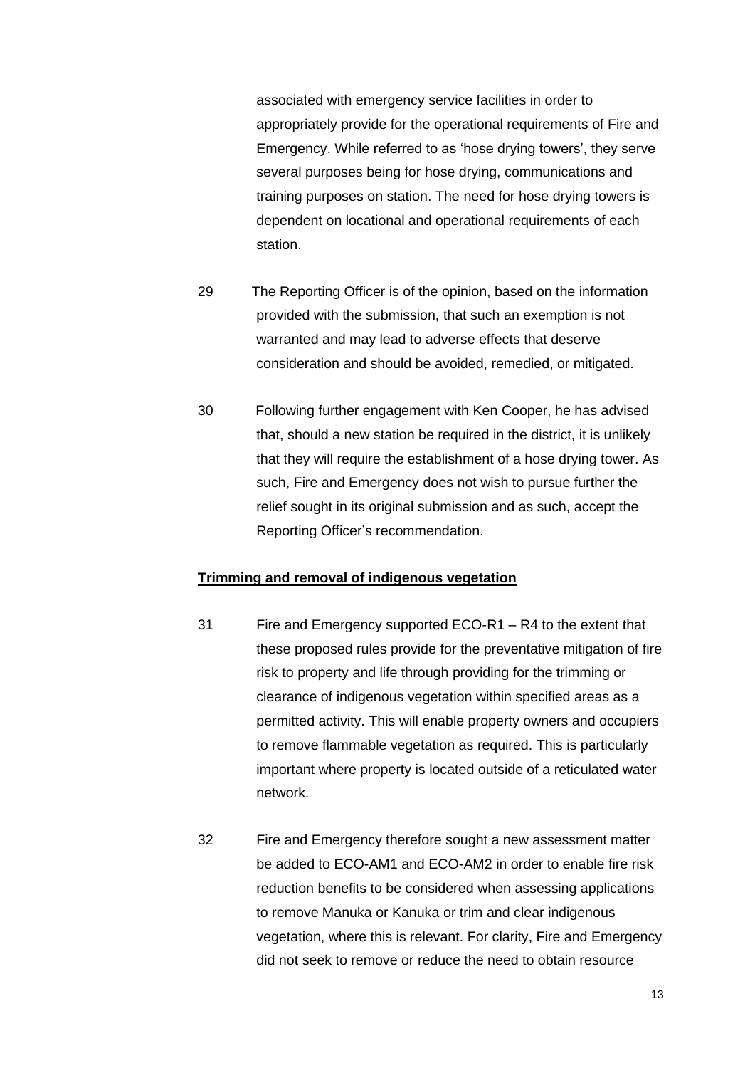associated with emergency service facilities in order to appropriately provide for the operational requirements of Fire and Emergency. While referred to as 'hose drying towers', they serve several purposes being for hose drying, communications and training purposes on station. The need for hose drying towers is dependent on locational and operational requirements of each station.

29 The Reporting Officer is of the opinion, based on the information provided with the submission, that such an exemption is not warranted and may lead to adverse effects that deserve consideration and should be avoided, remedied, or mitigated.

30 Following further engagement with Ken Cooper, he has advised that, should a new station be required in the district, it is unlikely that they will require the establishment of a hose drying tower. As such, Fire and Emergency does not wish to pursue further the relief sought in its original submission and as such, accept the Reporting Officer's recommendation.

**Trimming and removal of indigenous vegetation**

31 Fire and Emergency supported ECO-R1 – R4 to the extent that these proposed rules provide for the preventative mitigation of fire risk to property and life through providing for the trimming or clearance of indigenous vegetation within specified areas as a permitted activity. This will enable property owners and occupiers to remove flammable vegetation as required. This is particularly important where property is located outside of a reticulated water network.

32 Fire and Emergency therefore sought a new assessment matter be added to ECO-AM1 and ECO-AM2 in order to enable fire risk reduction benefits to be considered when assessing applications to remove Manuka or Kanuka or trim and clear indigenous vegetation, where this is relevant. For clarity, Fire and Emergency did not seek to remove or reduce the need to obtain resource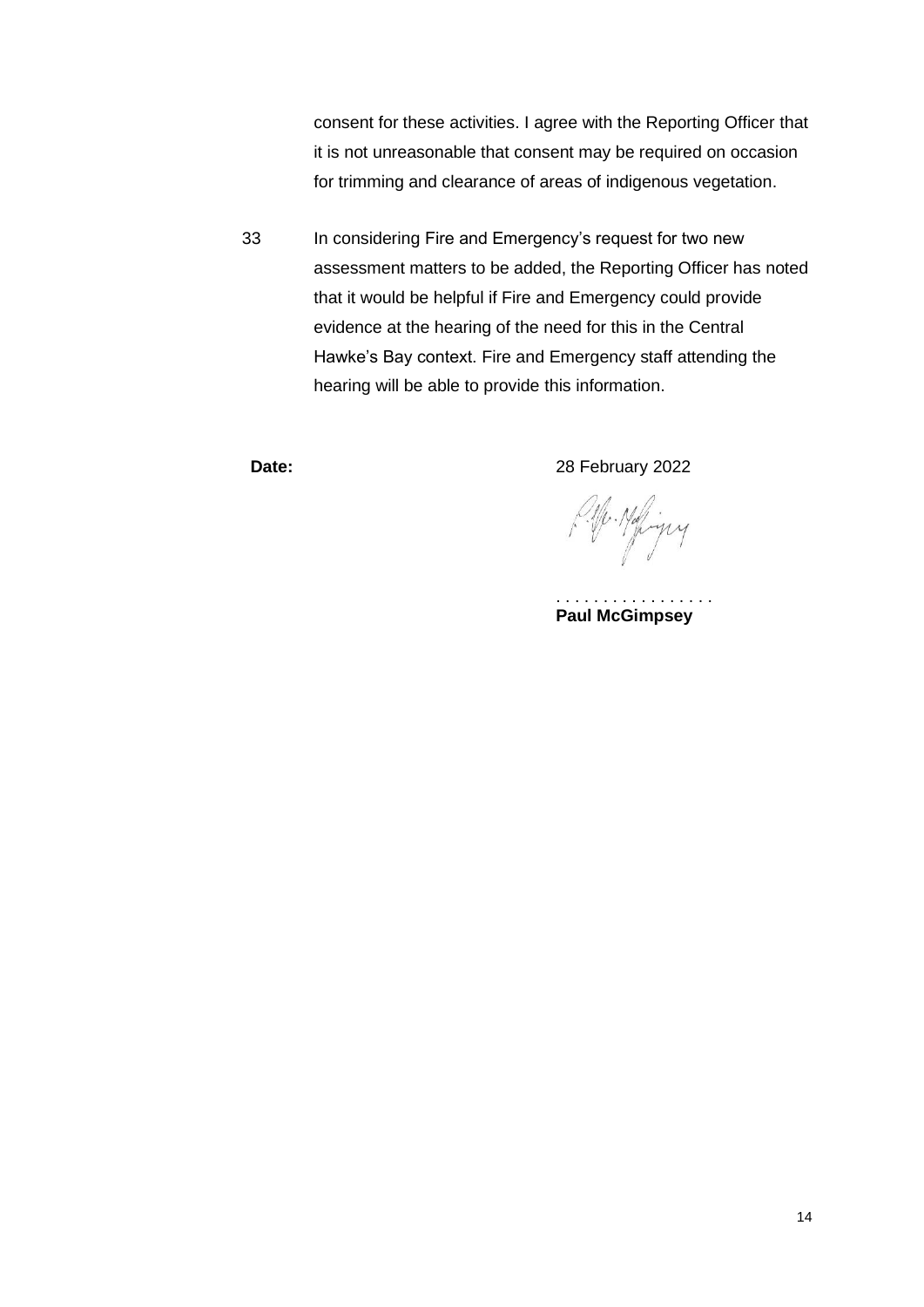consent for these activities. I agree with the Reporting Officer that it is not unreasonable that consent may be required on occasion for trimming and clearance of areas of indigenous vegetation.

33 In considering Fire and Emergency's request for two new assessment matters to be added, the Reporting Officer has noted that it would be helpful if Fire and Emergency could provide evidence at the hearing of the need for this in the Central Hawke's Bay context. Fire and Emergency staff attending the hearing will be able to provide this information.

**Date:** 28 February 2022

. . . . . . . . . . . . . . . . .

**Paul McGimpsey**